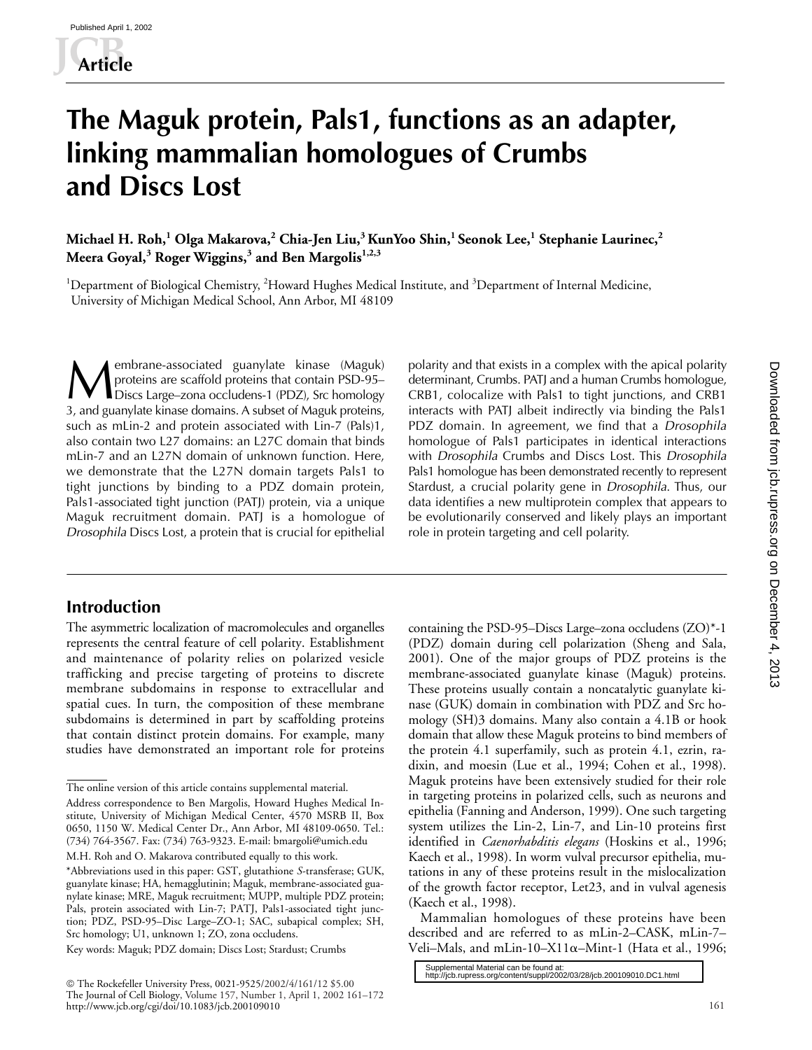# The Maguk protein, Pals1, functions as an adapter, linking mammalian homologues of Crumbs and Discs Lost

**Michael H. Roh,[1] Olga Makarova,[2] Chia-Jen Liu,[3] KunYoo Shin,[1] Seonok Lee,[1] Stephanie Laurinec,[2] Meera Goyal,[3] Roger Wiggins,[3] and Ben Margolis[1,2,3]**

[1]Department of Biological Chemistry, [2]Howard Hughes Medical Institute, and [3]Department of Internal Medicine, University of Michigan Medical School, Ann Arbor, MI 48109

Membrane-associated guanylate kinase (Maguk) proteins are scaffold proteins that contain PSD-95–Discs Large–zona occludens-1 (PDZ), Src homology 3, and guanylate kinase domains. A subset of Maguk proteins, such as mLin-2 and protein associated with Lin-7 (Pals)1, also contain two L27 domains: an L27C domain that binds mLin-7 and an L27N domain of unknown function. Here, we demonstrate that the L27N domain targets Pals1 to tight junctions by binding to a PDZ domain protein, Pals1-associated tight junction (PATJ) protein, via a unique Maguk recruitment domain. PATJ is a homologue of *Drosophila* Discs Lost, a protein that is crucial for epithelial polarity and that exists in a complex with the apical polarity determinant, Crumbs. PATJ and a human Crumbs homologue, CRB1, colocalize with Pals1 to tight junctions, and CRB1 interacts with PATJ albeit indirectly via binding the Pals1 PDZ domain. In agreement, we find that a *Drosophila* homologue of Pals1 participates in identical interactions with *Drosophila* Crumbs and Discs Lost. This *Drosophila* Pals1 homologue has been demonstrated recently to represent Stardust, a crucial polarity gene in *Drosophila*. Thus, our data identifies a new multiprotein complex that appears to be evolutionarily conserved and likely plays an important role in protein targeting and cell polarity.

## Introduction

The asymmetric localization of macromolecules and organelles represents the central feature of cell polarity. Establishment and maintenance of polarity relies on polarized vesicle trafficking and precise targeting of proteins to discrete membrane subdomains in response to extracellular and spatial cues. In turn, the composition of these membrane subdomains is determined in part by scaffolding proteins that contain distinct protein domains. For example, many studies have demonstrated an important role for proteins containing the PSD-95–Discs Large–zona occludens (ZO)*-1 (PDZ) domain during cell polarization (Sheng and Sala, 2001). One of the major groups of PDZ proteins is the membrane-associated guanylate kinase (Maguk) proteins. These proteins usually contain a noncatalytic guanylate kinase (GUK) domain in combination with PDZ and Src homology (SH)3 domains. Many also contain a 4.1B or hook domain that allow these Maguk proteins to bind members of the protein 4.1 superfamily, such as protein 4.1, ezrin, radixin, and moesin (Lue et al., 1994; Cohen et al., 1998). Maguk proteins have been extensively studied for their role in targeting proteins in polarized cells, such as neurons and epithelia (Fanning and Anderson, 1999). One such targeting system utilizes the Lin-2, Lin-7, and Lin-10 proteins first identified in *Caenorhabditis elegans* (Hoskins et al., 1996; Kaech et al., 1998). In worm vulval precursor epithelia, mutations in any of these proteins result in the mislocalization of the growth factor receptor, Let23, and in vulval agenesis (Kaech et al., 1998).

Mammalian homologues of these proteins have been described and are referred to as mLin-2–CASK, mLin-7–Veli–Mals, and mLin-10–X11α–Mint-1 (Hata et al., 1996;

The online version of this article contains supplemental material.

Address correspondence to Ben Margolis, Howard Hughes Medical Institute, University of Michigan Medical Center, 4570 MSRB II, Box 0650, 1150 W. Medical Center Dr., Ann Arbor, MI 48109-0650. Tel.: (734) 764-3567. Fax: (734) 763-9323. E-mail: bmargoli@umich.edu

M.H. Roh and O. Makarova contributed equally to this work.

*Abbreviations used in this paper: GST, glutathione *S*-transferase; GUK, guanylate kinase; HA, hemagglutinin; Maguk, membrane-associated guanylate kinase; MRE, Maguk recruitment; MUPP, multiple PDZ protein; Pals, protein associated with Lin-7; PATJ, Pals1-associated tight junction; PDZ, PSD-95–Disc Large–ZO-1; SAC, subapical complex; SH, Src homology; U1, unknown 1; ZO, zona occludens.

Key words: Maguk; PDZ domain; Discs Lost; Stardust; Crumbs

Supplemental Material can be found at: http://jcb.rupress.org/content/suppl/2002/03/28/jcb.200109010.DC1.html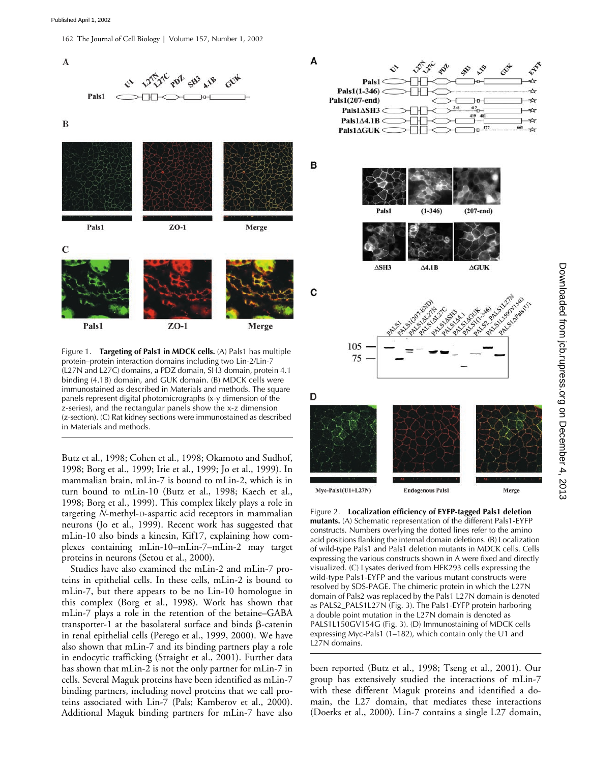Figure 1. **Targeting of Pals1 in MDCK cells.** (A) Pals1 has multiple protein–protein interaction domains including two Lin-2/Lin-7 (L27N and L27C) domains, a PDZ domain, SH3 domain, protein 4.1 binding (4.1B) domain, and GUK domain. (B) MDCK cells were immunostained as described in Materials and methods. The square panels represent digital photomicrographs (x-y dimension of the z-series), and the rectangular panels show the x-z dimension (z-section). (C) Rat kidney sections were immunostained as described in Materials and methods.

Figure 2. **Localization efficiency of EYFP-tagged Pals1 deletion mutants.** (A) Schematic representation of the different Pals1-EYFP constructs. Numbers overlying the dotted lines refer to the amino acid positions flanking the internal domain deletions. (B) Localization of wild-type Pals1 and Pals1 deletion mutants in MDCK cells. Cells expressing the various constructs shown in A were fixed and directly visualized. (C) Lysates derived from HEK293 cells expressing the wild-type Pals1-EYFP and the various mutant constructs were resolved by SDS-PAGE. The chimeric protein in which the L27N domain of Pals2 was replaced by the Pals1 L27N domain is denoted as PALS2_PALS1L27N (Fig. 3). The Pals1-EYFP protein harboring a double point mutation in the L27N domain is denoted as PALS1L150GV154G (Fig. 3). (D) Immunostaining of MDCK cells expressing Myc-Pals1 (1–182), which contain only the U1 and L27N domains.

Butz et al., 1998; Cohen et al., 1998; Okamoto and Sudhof, 1998; Borg et al., 1999; Irie et al., 1999; Jo et al., 1999). In mammalian brain, mLin-7 is bound to mLin-2, which is in turn bound to mLin-10 (Butz et al., 1998; Kaech et al., 1998; Borg et al., 1999). This complex likely plays a role in targeting *N*-methyl-D-aspartic acid receptors in mammalian neurons (Jo et al., 1999). Recent work has suggested that mLin-10 also binds a kinesin, Kif17, explaining how complexes containing mLin-10–mLin-7–mLin-2 may target proteins in neurons (Setou et al., 2000).

Studies have also examined the mLin-2 and mLin-7 proteins in epithelial cells. In these cells, mLin-2 is bound to mLin-7, but there appears to be no Lin-10 homologue in this complex (Borg et al., 1998). Work has shown that mLin-7 plays a role in the retention of the betaine–GABA transporter-1 at the basolateral surface and binds β-catenin in renal epithelial cells (Perego et al., 1999, 2000). We have also shown that mLin-7 and its binding partners play a role in endocytic trafficking (Straight et al., 2001). Further data has shown that mLin-2 is not the only partner for mLin-7 in cells. Several Maguk proteins have been identified as mLin-7 binding partners, including novel proteins that we call proteins associated with Lin-7 (Pals; Kamberov et al., 2000). Additional Maguk binding partners for mLin-7 have also been reported (Butz et al., 1998; Tseng et al., 2001). Our group has extensively studied the interactions of mLin-7 with these different Maguk proteins and identified a domain, the L27 domain, that mediates these interactions (Doerks et al., 2000). Lin-7 contains a single L27 domain,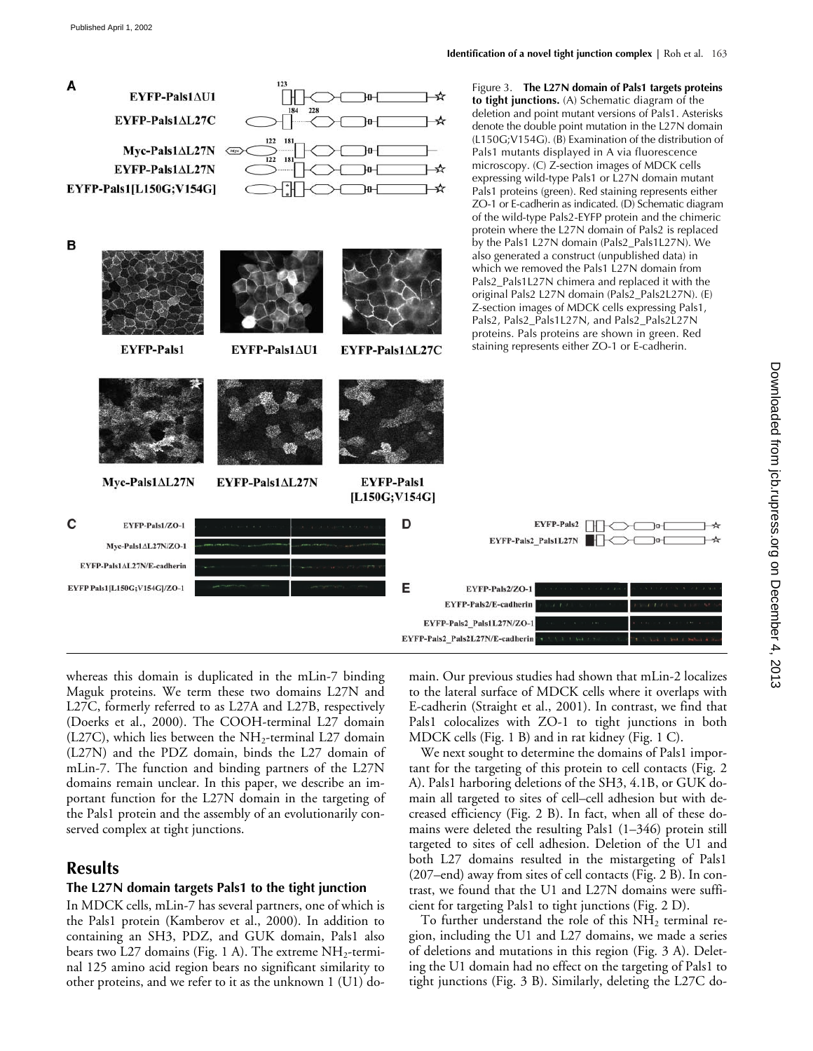Figure 3. **The L27N domain of Pals1 targets proteins to tight junctions.** (A) Schematic diagram of the deletion and point mutant versions of Pals1. Asterisks denote the double point mutation in the L27N domain (L150G;V154G). (B) Examination of the distribution of Pals1 mutants displayed in A via fluorescence microscopy. (C) Z-section images of MDCK cells expressing wild-type Pals1 or L27N domain mutant Pals1 proteins (green). Red staining represents either ZO-1 or E-cadherin as indicated. (D) Schematic diagram of the wild-type Pals2-EYFP protein and the chimeric protein where the L27N domain of Pals2 is replaced by the Pals1 L27N domain (Pals2_Pals1L27N). We also generated a construct (unpublished data) in which we removed the Pals1 L27N domain from Pals2_Pals1L27N chimera and replaced it with the original Pals2 L27N domain (Pals2_Pals2L27N). (E) Z-section images of MDCK cells expressing Pals1, Pals2, Pals2_Pals1L27N, and Pals2_Pals2L27N proteins. Pals proteins are shown in green. Red staining represents either ZO-1 or E-cadherin.

whereas this domain is duplicated in the mLin-7 binding Maguk proteins. We term these two domains L27N and L27C, formerly referred to as L27A and L27B, respectively (Doerks et al., 2000). The COOH-terminal L27 domain (L27C), which lies between the $NH_2$-terminal L27 domain (L27N) and the PDZ domain, binds the L27 domain of mLin-7. The function and binding partners of the L27N domains remain unclear. In this paper, we describe an important function for the L27N domain in the targeting of the Pals1 protein and the assembly of an evolutionarily conserved complex at tight junctions.

## Results

### The L27N domain targets Pals1 to the tight junction

In MDCK cells, mLin-7 has several partners, one of which is the Pals1 protein (Kamberov et al., 2000). In addition to containing an SH3, PDZ, and GUK domain, Pals1 also bears two L27 domains (Fig. 1 A). The extreme $NH_2$-terminal 125 amino acid region bears no significant similarity to other proteins, and we refer to it as the unknown 1 (U1) domain. Our previous studies had shown that mLin-2 localizes to the lateral surface of MDCK cells where it overlaps with E-cadherin (Straight et al., 2001). In contrast, we find that Pals1 colocalizes with ZO-1 to tight junctions in both MDCK cells (Fig. 1 B) and in rat kidney (Fig. 1 C).

We next sought to determine the domains of Pals1 important for the targeting of this protein to cell contacts (Fig. 2 A). Pals1 harboring deletions of the SH3, 4.1B, or GUK domain all targeted to sites of cell–cell adhesion but with decreased efficiency (Fig. 2 B). In fact, when all of these domains were deleted the resulting Pals1 (1–346) protein still targeted to sites of cell adhesion. Deletion of the U1 and both L27 domains resulted in the mistargeting of Pals1 (207–end) away from sites of cell contacts (Fig. 2 B). In contrast, we found that the U1 and L27N domains were sufficient for targeting Pals1 to tight junctions (Fig. 2 D).

To further understand the role of this $NH_2$ terminal region, including the U1 and L27 domains, we made a series of deletions and mutations in this region (Fig. 3 A). Deleting the U1 domain had no effect on the targeting of Pals1 to tight junctions (Fig. 3 B). Similarly, deleting the L27C do-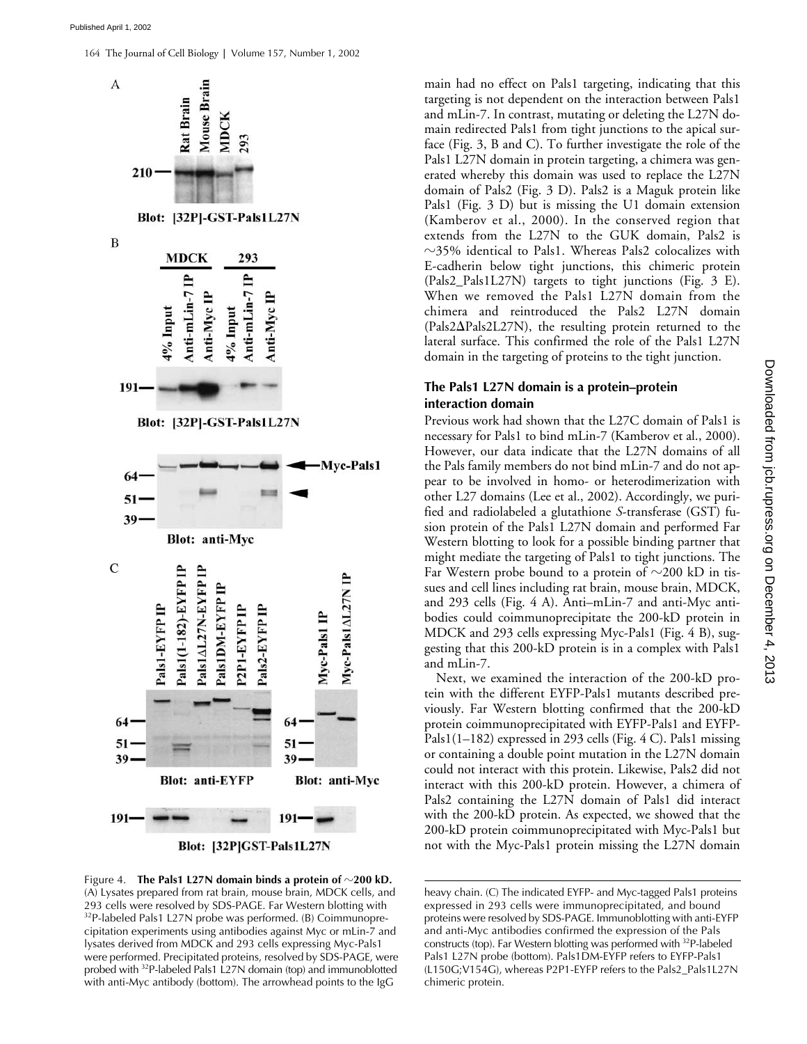main had no effect on Pals1 targeting, indicating that this targeting is not dependent on the interaction between Pals1 and mLin-7. In contrast, mutating or deleting the L27N domain redirected Pals1 from tight junctions to the apical surface (Fig. 3, B and C). To further investigate the role of the Pals1 L27N domain in protein targeting, a chimera was generated whereby this domain was used to replace the L27N domain of Pals2 (Fig. 3 D). Pals2 is a Maguk protein like Pals1 (Fig. 3 D) but is missing the U1 domain extension (Kamberov et al., 2000). In the conserved region that extends from the L27N to the GUK domain, Pals2 is ~35% identical to Pals1. Whereas Pals2 colocalizes with E-cadherin below tight junctions, this chimeric protein (Pals2_Pals1L27N) targets to tight junctions (Fig. 3 E). When we removed the Pals1 L27N domain from the chimera and reintroduced the Pals2 L27N domain (Pals2ΔPals2L27N), the resulting protein returned to the lateral surface. This confirmed the role of the Pals1 L27N domain in the targeting of proteins to the tight junction.

## The Pals1 L27N domain is a protein–protein interaction domain

Previous work had shown that the L27C domain of Pals1 is necessary for Pals1 to bind mLin-7 (Kamberov et al., 2000). However, our data indicate that the L27N domains of all the Pals family members do not bind mLin-7 and do not appear to be involved in homo- or heterodimerization with other L27 domains (Lee et al., 2002). Accordingly, we purified and radiolabeled a glutathione *S*-transferase (GST) fusion protein of the Pals1 L27N domain and performed Far Western blotting to look for a possible binding partner that might mediate the targeting of Pals1 to tight junctions. The Far Western probe bound to a protein of ~200 kD in tissues and cell lines including rat brain, mouse brain, MDCK, and 293 cells (Fig. 4 A). Anti–mLin-7 and anti-Myc antibodies could coimmunoprecipitate the 200-kD protein in MDCK and 293 cells expressing Myc-Pals1 (Fig. 4 B), suggesting that this 200-kD protein is in a complex with Pals1 and mLin-7.

Next, we examined the interaction of the 200-kD protein with the different EYFP-Pals1 mutants described previously. Far Western blotting confirmed that the 200-kD protein coimmunoprecipitated with EYFP-Pals1 and EYFP-Pals1(1–182) expressed in 293 cells (Fig. 4 C). Pals1 missing or containing a double point mutation in the L27N domain could not interact with this protein. Likewise, Pals2 did not interact with this 200-kD protein. However, a chimera of Pals2 containing the L27N domain of Pals1 did interact with the 200-kD protein. As expected, we showed that the 200-kD protein coimmunoprecipitated with Myc-Pals1 but not with the Myc-Pals1 protein missing the L27N domain

Figure 4. **The Pals1 L27N domain binds a protein of ~200 kD.** (A) Lysates prepared from rat brain, mouse brain, MDCK cells, and 293 cells were resolved by SDS-PAGE. Far Western blotting with $^{32}$P-labeled Pals1 L27N probe was performed. (B) Coimmunoprecipitation experiments using antibodies against Myc or mLin-7 and lysates derived from MDCK and 293 cells expressing Myc-Pals1 were performed. Precipitated proteins, resolved by SDS-PAGE, were probed with $^{32}$P-labeled Pals1 L27N domain (top) and immunoblotted with anti-Myc antibody (bottom). The arrowhead points to the IgG heavy chain. (C) The indicated EYFP- and Myc-tagged Pals1 proteins expressed in 293 cells were immunoprecipitated, and bound proteins were resolved by SDS-PAGE. Immunoblotting with anti-EYFP and anti-Myc antibodies confirmed the expression of the Pals constructs (top). Far Western blotting was performed with $^{32}$P-labeled Pals1 L27N probe (bottom). Pals1DM-EYFP refers to EYFP-Pals1 (L150G;V154G), whereas P2P1-EYFP refers to the Pals2_Pals1L27N chimeric protein.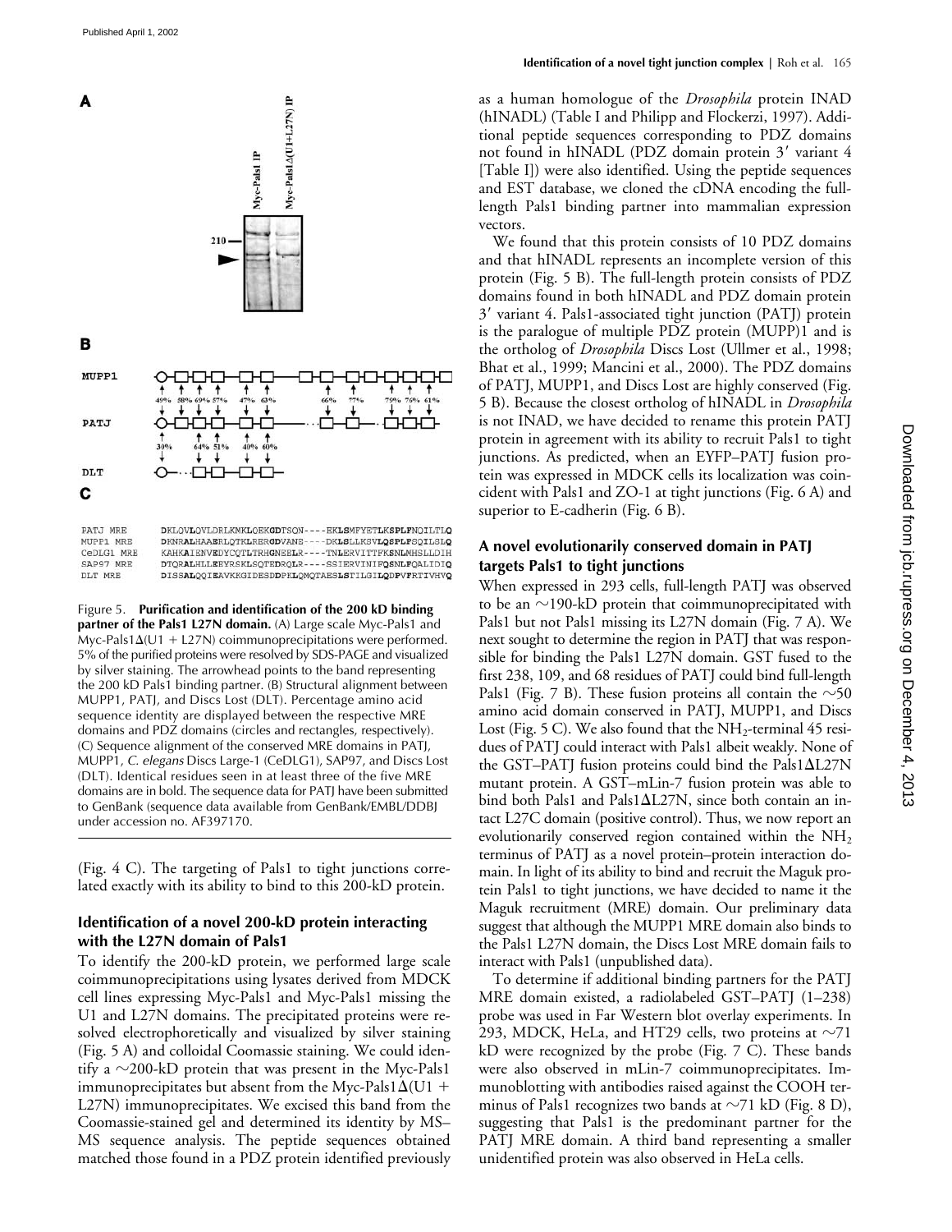Figure 5. **Purification and identification of the 200 kD binding partner of the Pals1 L27N domain.** (A) Large scale Myc-Pals1 and Myc-Pals1Δ(U1 + L27N) coimmunoprecipitations were performed. 5% of the purified proteins were resolved by SDS-PAGE and visualized by silver staining. The arrowhead points to the band representing the 200 kD Pals1 binding partner. (B) Structural alignment between MUPP1, PATJ, and Discs Lost (DLT). Percentage amino acid sequence identity are displayed between the respective MRE domains and PDZ domains (circles and rectangles, respectively). (C) Sequence alignment of the conserved MRE domains in PATJ, MUPP1, *C. elegans* Discs Large-1 (CeDLG1), SAP97, and Discs Lost (DLT). Identical residues seen in at least three of the five MRE domains are in bold. The sequence data for PATJ have been submitted to GenBank (sequence data available from GenBank/EMBL/DDBJ under accession no. AF397170.

(Fig. 4 C). The targeting of Pals1 to tight junctions correlated exactly with its ability to bind to this 200-kD protein.

## Identification of a novel 200-kD protein interacting with the L27N domain of Pals1

To identify the 200-kD protein, we performed large scale coimmunoprecipitations using lysates derived from MDCK cell lines expressing Myc-Pals1 and Myc-Pals1 missing the U1 and L27N domains. The precipitated proteins were resolved electrophoretically and visualized by silver staining (Fig. 5 A) and colloidal Coomassie staining. We could identify a ~200-kD protein that was present in the Myc-Pals1 immunoprecipitates but absent from the Myc-Pals1Δ(U1 + L27N) immunoprecipitates. We excised this band from the Coomassie-stained gel and determined its identity by MS–MS sequence analysis. The peptide sequences obtained matched those found in a PDZ protein identified previously as a human homologue of the *Drosophila* protein INAD (hINADL) (Table I and Philipp and Flockerzi, 1997). Additional peptide sequences corresponding to PDZ domains not found in hINADL (PDZ domain protein 3′ variant 4 [Table I]) were also identified. Using the peptide sequences and EST database, we cloned the cDNA encoding the full-length Pals1 binding partner into mammalian expression vectors.

We found that this protein consists of 10 PDZ domains and that hINADL represents an incomplete version of this protein (Fig. 5 B). The full-length protein consists of PDZ domains found in both hINADL and PDZ domain protein 3′ variant 4. Pals1-associated tight junction (PATJ) protein is the paralogue of multiple PDZ protein (MUPP)1 and is the ortholog of *Drosophila* Discs Lost (Ullmer et al., 1998; Bhat et al., 1999; Mancini et al., 2000). The PDZ domains of PATJ, MUPP1, and Discs Lost are highly conserved (Fig. 5 B). Because the closest ortholog of hINADL in *Drosophila* is not INAD, we have decided to rename this protein PATJ protein in agreement with its ability to recruit Pals1 to tight junctions. As predicted, when an EYFP–PATJ fusion protein was expressed in MDCK cells its localization was coincident with Pals1 and ZO-1 at tight junctions (Fig. 6 A) and superior to E-cadherin (Fig. 6 B).

## A novel evolutionarily conserved domain in PATJ targets Pals1 to tight junctions

When expressed in 293 cells, full-length PATJ was observed to be an ~190-kD protein that coimmunoprecipitated with Pals1 but not Pals1 missing its L27N domain (Fig. 7 A). We next sought to determine the region in PATJ that was responsible for binding the Pals1 L27N domain. GST fused to the first 238, 109, and 68 residues of PATJ could bind full-length Pals1 (Fig. 7 B). These fusion proteins all contain the ~50 amino acid domain conserved in PATJ, MUPP1, and Discs Lost (Fig. 5 C). We also found that the $NH_2$-terminal 45 residues of PATJ could interact with Pals1 albeit weakly. None of the GST–PATJ fusion proteins could bind the Pals1ΔL27N mutant protein. A GST–mLin-7 fusion protein was able to bind both Pals1 and Pals1ΔL27N, since both contain an intact L27C domain (positive control). Thus, we now report an evolutionarily conserved region contained within the $NH_2$ terminus of PATJ as a novel protein–protein interaction domain. In light of its ability to bind and recruit the Maguk protein Pals1 to tight junctions, we have decided to name it the Maguk recruitment (MRE) domain. Our preliminary data suggest that although the MUPP1 MRE domain also binds to the Pals1 L27N domain, the Discs Lost MRE domain fails to interact with Pals1 (unpublished data).

To determine if additional binding partners for the PATJ MRE domain existed, a radiolabeled GST–PATJ (1–238) probe was used in Far Western blot overlay experiments. In 293, MDCK, HeLa, and HT29 cells, two proteins at ~71 kD were recognized by the probe (Fig. 7 C). These bands were also observed in mLin-7 coimmunoprecipitates. Immunoblotting with antibodies raised against the COOH terminus of Pals1 recognizes two bands at ~71 kD (Fig. 8 D), suggesting that Pals1 is the predominant partner for the PATJ MRE domain. A third band representing a smaller unidentified protein was also observed in HeLa cells.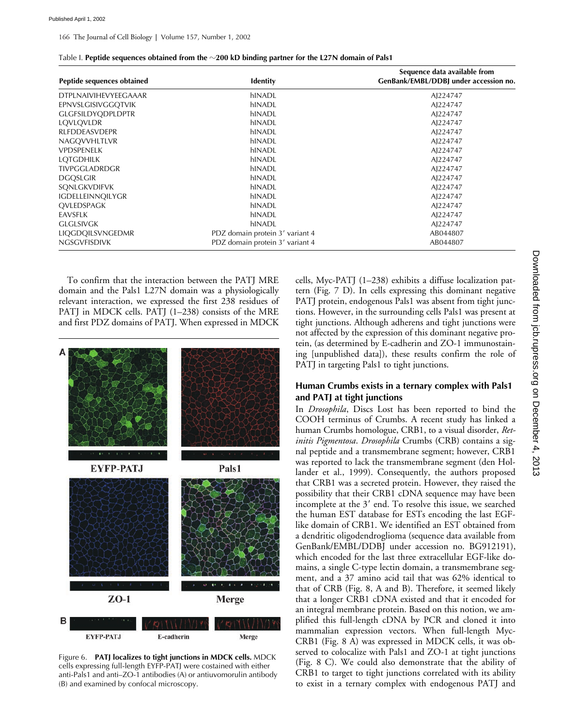Table I. **Peptide sequences obtained from the ~200 kD binding partner for the L27N domain of Pals1**

| Peptide sequences obtained | Identity | Sequence data available from GenBank/EMBL/DDBJ under accession no. |
|---|---|---|
| DTPLNAIVIHEVYEEGAAAR | hINADL | AJ224747 |
| EPNVSLGISIVGGQTVIK | hINADL | AJ224747 |
| GLGFSILDYQDPLDPTR | hINADL | AJ224747 |
| LQVLQVLDR | hINADL | AJ224747 |
| RLFDDEASVDEPR | hINADL | AJ224747 |
| NAGQVVHLTLVR | hINADL | AJ224747 |
| VPDSPENELK | hINADL | AJ224747 |
| LQTGDHILK | hINADL | AJ224747 |
| TIVPGGLADRDGR | hINADL | AJ224747 |
| DGQSLGIR | hINADL | AJ224747 |
| SQNLGKVDIFVK | hINADL | AJ224747 |
| IGDELLEINNQILYGR | hINADL | AJ224747 |
| QVLEDSPAGK | hINADL | AJ224747 |
| EAVSFLK | hINADL | AJ224747 |
| GLGLSIVGK | hINADL | AJ224747 |
| LIQGDQILSVNGEDMR | PDZ domain protein 3′ variant 4 | AB044807 |
| NGSGVFISDIVK | PDZ domain protein 3′ variant 4 | AB044807 |

To confirm that the interaction between the PATJ MRE domain and the Pals1 L27N domain was a physiologically relevant interaction, we expressed the first 238 residues of PATJ in MDCK cells. PATJ (1–238) consists of the MRE and first PDZ domains of PATJ. When expressed in MDCK cells, Myc-PATJ (1–238) exhibits a diffuse localization pattern (Fig. 7 D). In cells expressing this dominant negative PATJ protein, endogenous Pals1 was absent from tight junctions. However, in the surrounding cells Pals1 was present at tight junctions. Although adherens and tight junctions were not affected by the expression of this dominant negative protein, (as determined by E-cadherin and ZO-1 immunostaining [unpublished data]), these results confirm the role of PATJ in targeting Pals1 to tight junctions.

Figure 6. **PATJ localizes to tight junctions in MDCK cells.** MDCK cells expressing full-length EYFP-PATJ were costained with either anti-Pals1 and anti–ZO-1 antibodies (A) or antiuvomorulin antibody (B) and examined by confocal microscopy.

## Human Crumbs exists in a ternary complex with Pals1 and PATJ at tight junctions

In *Drosophila*, Discs Lost has been reported to bind the COOH terminus of Crumbs. A recent study has linked a human Crumbs homologue, CRB1, to a visual disorder, *Retinitis Pigmentosa*. *Drosophila* Crumbs (CRB) contains a signal peptide and a transmembrane segment; however, CRB1 was reported to lack the transmembrane segment (den Hollander et al., 1999). Consequently, the authors proposed that CRB1 was a secreted protein. However, they raised the possibility that their CRB1 cDNA sequence may have been incomplete at the 3′ end. To resolve this issue, we searched the human EST database for ESTs encoding the last EGF-like domain of CRB1. We identified an EST obtained from a dendritic oligodendroglioma (sequence data available from GenBank/EMBL/DDBJ under accession no. BG912191), which encoded for the last three extracellular EGF-like domains, a single C-type lectin domain, a transmembrane segment, and a 37 amino acid tail that was 62% identical to that of CRB (Fig. 8, A and B). Therefore, it seemed likely that a longer CRB1 cDNA existed and that it encoded for an integral membrane protein. Based on this notion, we amplified this full-length cDNA by PCR and cloned it into mammalian expression vectors. When full-length Myc-CRB1 (Fig. 8 A) was expressed in MDCK cells, it was observed to colocalize with Pals1 and ZO-1 at tight junctions (Fig. 8 C). We could also demonstrate that the ability of CRB1 to target to tight junctions correlated with its ability to exist in a ternary complex with endogenous PATJ and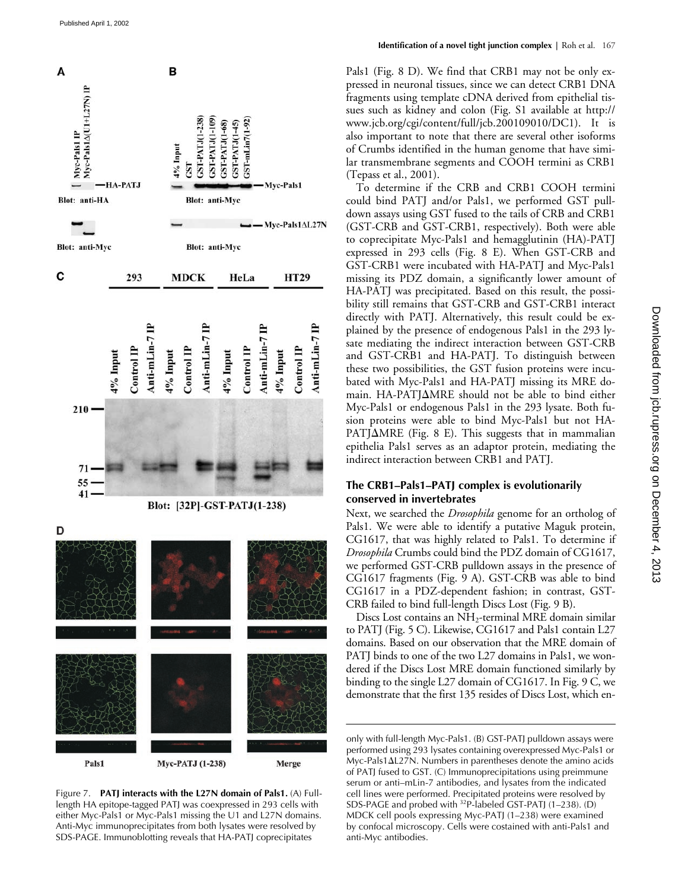Pals1 (Fig. 8 D). We find that CRB1 may not be only expressed in neuronal tissues, since we can detect CRB1 DNA fragments using template cDNA derived from epithelial tissues such as kidney and colon (Fig. S1 available at http://www.jcb.org/cgi/content/full/jcb.200109010/DC1). It is also important to note that there are several other isoforms of Crumbs identified in the human genome that have similar transmembrane segments and COOH termini as CRB1 (Tepass et al., 2001).

To determine if the CRB and CRB1 COOH termini could bind PATJ and/or Pals1, we performed GST pulldown assays using GST fused to the tails of CRB and CRB1 (GST-CRB and GST-CRB1, respectively). Both were able to coprecipitate Myc-Pals1 and hemagglutinin (HA)-PATJ expressed in 293 cells (Fig. 8 E). When GST-CRB and GST-CRB1 were incubated with HA-PATJ and Myc-Pals1 missing its PDZ domain, a significantly lower amount of HA-PATJ was precipitated. Based on this result, the possibility still remains that GST-CRB and GST-CRB1 interact directly with PATJ. Alternatively, this result could be explained by the presence of endogenous Pals1 in the 293 lysate mediating the indirect interaction between GST-CRB and GST-CRB1 and HA-PATJ. To distinguish between these two possibilities, the GST fusion proteins were incubated with Myc-Pals1 and HA-PATJ missing its MRE domain. HA-PATJΔMRE should not be able to bind either Myc-Pals1 or endogenous Pals1 in the 293 lysate. Both fusion proteins were able to bind Myc-Pals1 but not HA-PATJΔMRE (Fig. 8 E). This suggests that in mammalian epithelia Pals1 serves as an adaptor protein, mediating the indirect interaction between CRB1 and PATJ.

## The CRB1–Pals1–PATJ complex is evolutionarily conserved in invertebrates

Next, we searched the *Drosophila* genome for an ortholog of Pals1. We were able to identify a putative Maguk protein, CG1617, that was highly related to Pals1. To determine if *Drosophila* Crumbs could bind the PDZ domain of CG1617, we performed GST-CRB pulldown assays in the presence of CG1617 fragments (Fig. 9 A). GST-CRB was able to bind CG1617 in a PDZ-dependent fashion; in contrast, GST-CRB failed to bind full-length Discs Lost (Fig. 9 B).

Discs Lost contains an $NH_2$-terminal MRE domain similar to PATJ (Fig. 5 C). Likewise, CG1617 and Pals1 contain L27 domains. Based on our observation that the MRE domain of PATJ binds to one of the two L27 domains in Pals1, we wondered if the Discs Lost MRE domain functioned similarly by binding to the single L27 domain of CG1617. In Fig. 9 C, we demonstrate that the first 135 resides of Discs Lost, which en-

Figure 7. **PATJ interacts with the L27N domain of Pals1.** (A) Full-length HA epitope-tagged PATJ was coexpressed in 293 cells with either Myc-Pals1 or Myc-Pals1 missing the U1 and L27N domains. Anti-Myc immunoprecipitates from both lysates were resolved by SDS-PAGE. Immunoblotting reveals that HA-PATJ coprecipitates only with full-length Myc-Pals1. (B) GST-PATJ pulldown assays were performed using 293 lysates containing overexpressed Myc-Pals1 or Myc-Pals1ΔL27N. Numbers in parentheses denote the amino acids of PATJ fused to GST. (C) Immunoprecipitations using preimmune serum or anti–mLin-7 antibodies, and lysates from the indicated cell lines were performed. Precipitated proteins were resolved by SDS-PAGE and probed with $^{32}$P-labeled GST-PATJ (1–238). (D) MDCK cell pools expressing Myc-PATJ (1–238) were examined by confocal microscopy. Cells were costained with anti-Pals1 and anti-Myc antibodies.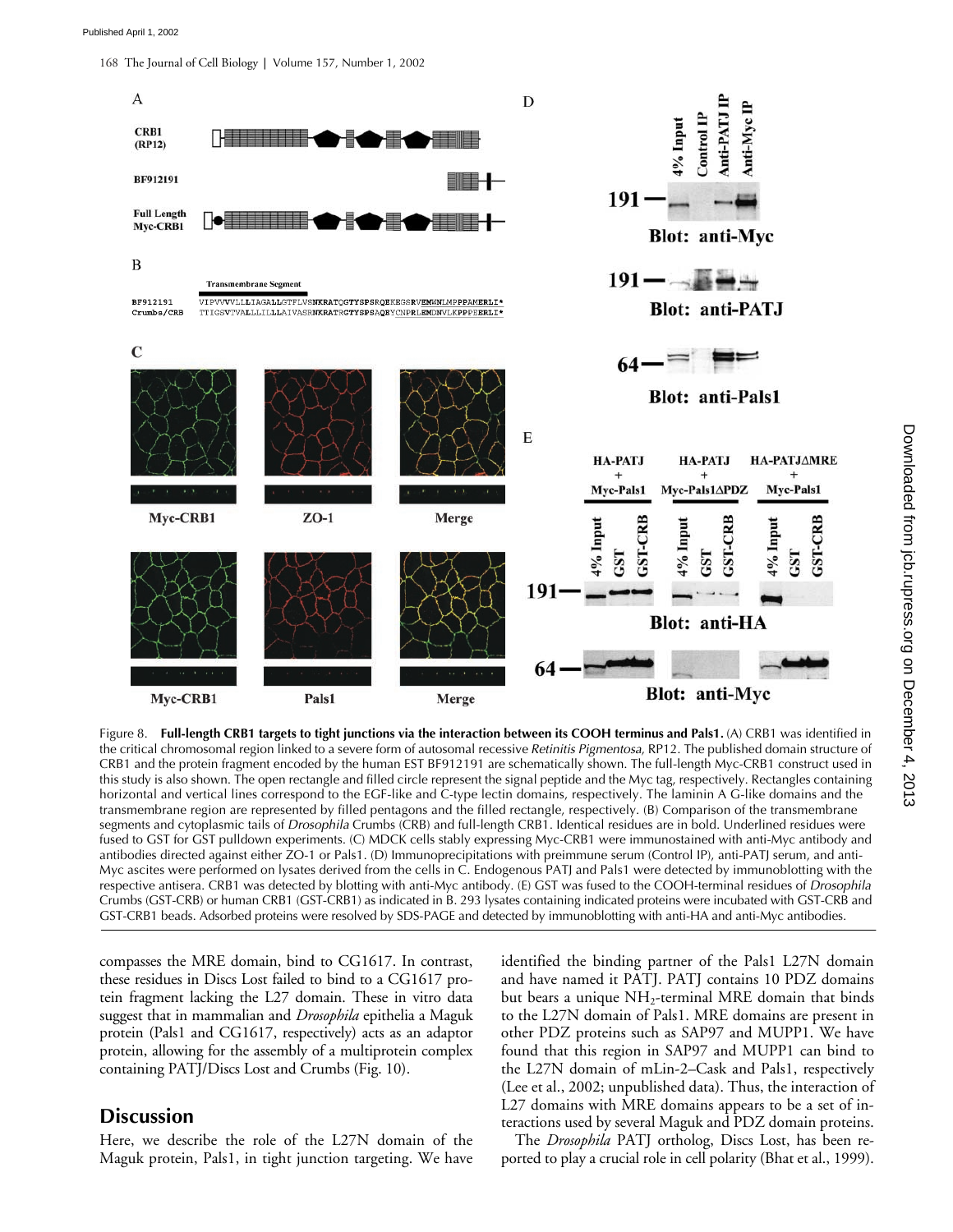Figure 8. **Full-length CRB1 targets to tight junctions via the interaction between its COOH terminus and Pals1.** (A) CRB1 was identified in the critical chromosomal region linked to a severe form of autosomal recessive *Retinitis Pigmentosa*, RP12. The published domain structure of CRB1 and the protein fragment encoded by the human EST BF912191 are schematically shown. The full-length Myc-CRB1 construct used in this study is also shown. The open rectangle and filled circle represent the signal peptide and the Myc tag, respectively. Rectangles containing horizontal and vertical lines correspond to the EGF-like and C-type lectin domains, respectively. The laminin A G-like domains and the transmembrane region are represented by filled pentagons and the filled rectangle, respectively. (B) Comparison of the transmembrane segments and cytoplasmic tails of *Drosophila* Crumbs (CRB) and full-length CRB1. Identical residues are in bold. Underlined residues were fused to GST for GST pulldown experiments. (C) MDCK cells stably expressing Myc-CRB1 were immunostained with anti-Myc antibody and antibodies directed against either ZO-1 or Pals1. (D) Immunoprecipitations with preimmune serum (Control IP), anti-PATJ serum, and anti-Myc ascites were performed on lysates derived from the cells in C. Endogenous PATJ and Pals1 were detected by immunoblotting with the respective antisera. CRB1 was detected by blotting with anti-Myc antibody. (E) GST was fused to the COOH-terminal residues of *Drosophila* Crumbs (GST-CRB) or human CRB1 (GST-CRB1) as indicated in B. 293 lysates containing indicated proteins were incubated with GST-CRB and GST-CRB1 beads. Adsorbed proteins were resolved by SDS-PAGE and detected by immunoblotting with anti-HA and anti-Myc antibodies.

compasses the MRE domain, bind to CG1617. In contrast, these residues in Discs Lost failed to bind to a CG1617 protein fragment lacking the L27 domain. These in vitro data suggest that in mammalian and *Drosophila* epithelia a Maguk protein (Pals1 and CG1617, respectively) acts as an adaptor protein, allowing for the assembly of a multiprotein complex containing PATJ/Discs Lost and Crumbs (Fig. 10).

## Discussion

Here, we describe the role of the L27N domain of the Maguk protein, Pals1, in tight junction targeting. We have identified the binding partner of the Pals1 L27N domain and have named it PATJ. PATJ contains 10 PDZ domains but bears a unique $NH_2$-terminal MRE domain that binds to the L27N domain of Pals1. MRE domains are present in other PDZ proteins such as SAP97 and MUPP1. We have found that this region in SAP97 and MUPP1 can bind to the L27N domain of mLin-2–Cask and Pals1, respectively (Lee et al., 2002; unpublished data). Thus, the interaction of L27 domains with MRE domains appears to be a set of interactions used by several Maguk and PDZ domain proteins.

The *Drosophila* PATJ ortholog, Discs Lost, has been reported to play a crucial role in cell polarity (Bhat et al., 1999).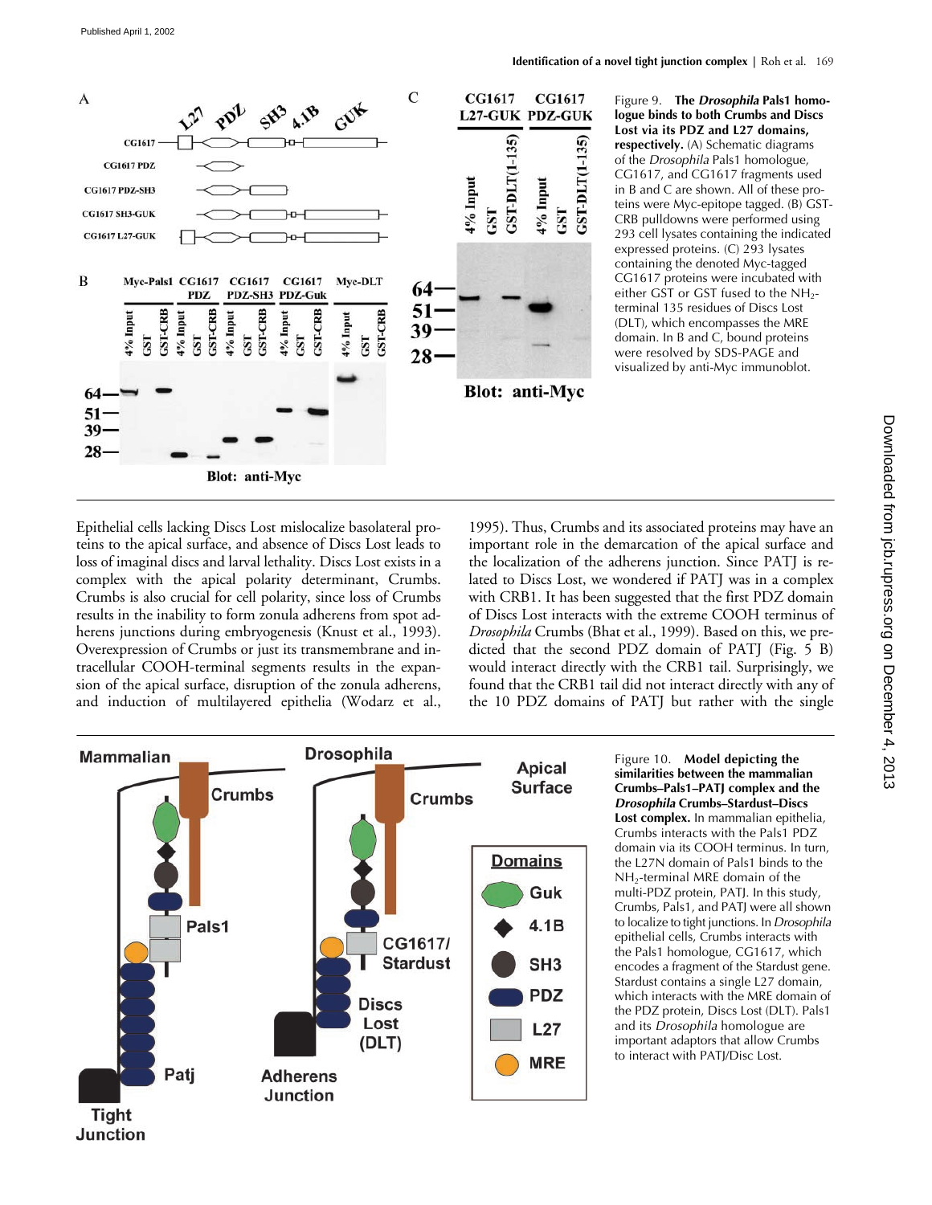Figure 9. **The *Drosophila* Pals1 homologue binds to both Crumbs and Discs Lost via its PDZ and L27 domains, respectively.** (A) Schematic diagrams of the *Drosophila* Pals1 homologue, CG1617, and CG1617 fragments used in B and C are shown. All of these proteins were Myc-epitope tagged. (B) GST-CRB pulldowns were performed using 293 cell lysates containing the indicated expressed proteins. (C) 293 lysates containing the denoted Myc-tagged CG1617 proteins were incubated with either GST or GST fused to the $NH_2$-terminal 135 residues of Discs Lost (DLT), which encompasses the MRE domain. In B and C, bound proteins were resolved by SDS-PAGE and visualized by anti-Myc immunoblot.

Epithelial cells lacking Discs Lost mislocalize basolateral proteins to the apical surface, and absence of Discs Lost leads to loss of imaginal discs and larval lethality. Discs Lost exists in a complex with the apical polarity determinant, Crumbs. Crumbs is also crucial for cell polarity, since loss of Crumbs results in the inability to form zonula adherens from spot adherens junctions during embryogenesis (Knust et al., 1993). Overexpression of Crumbs or just its transmembrane and intracellular COOH-terminal segments results in the expansion of the apical surface, disruption of the zonula adherens, and induction of multilayered epithelia (Wodarz et al., 1995). Thus, Crumbs and its associated proteins may have an important role in the demarcation of the apical surface and the localization of the adherens junction. Since PATJ is related to Discs Lost, we wondered if PATJ was in a complex with CRB1. It has been suggested that the first PDZ domain of Discs Lost interacts with the extreme COOH terminus of *Drosophila* Crumbs (Bhat et al., 1999). Based on this, we predicted that the second PDZ domain of PATJ (Fig. 5 B) would interact directly with the CRB1 tail. Surprisingly, we found that the CRB1 tail did not interact directly with any of the 10 PDZ domains of PATJ but rather with the single

Figure 10. **Model depicting the similarities between the mammalian Crumbs–Pals1–PATJ complex and the *Drosophila* Crumbs–Stardust–Discs Lost complex.** In mammalian epithelia, Crumbs interacts with the Pals1 PDZ domain via its COOH terminus. In turn, the L27N domain of Pals1 binds to the $NH_2$-terminal MRE domain of the multi-PDZ protein, PATJ. In this study, Crumbs, Pals1, and PATJ were all shown to localize to tight junctions. In *Drosophila* epithelial cells, Crumbs interacts with the Pals1 homologue, CG1617, which encodes a fragment of the Stardust gene. Stardust contains a single L27 domain, which interacts with the MRE domain of the PDZ protein, Discs Lost (DLT). Pals1 and its *Drosophila* homologue are important adaptors that allow Crumbs to interact with PATJ/Disc Lost.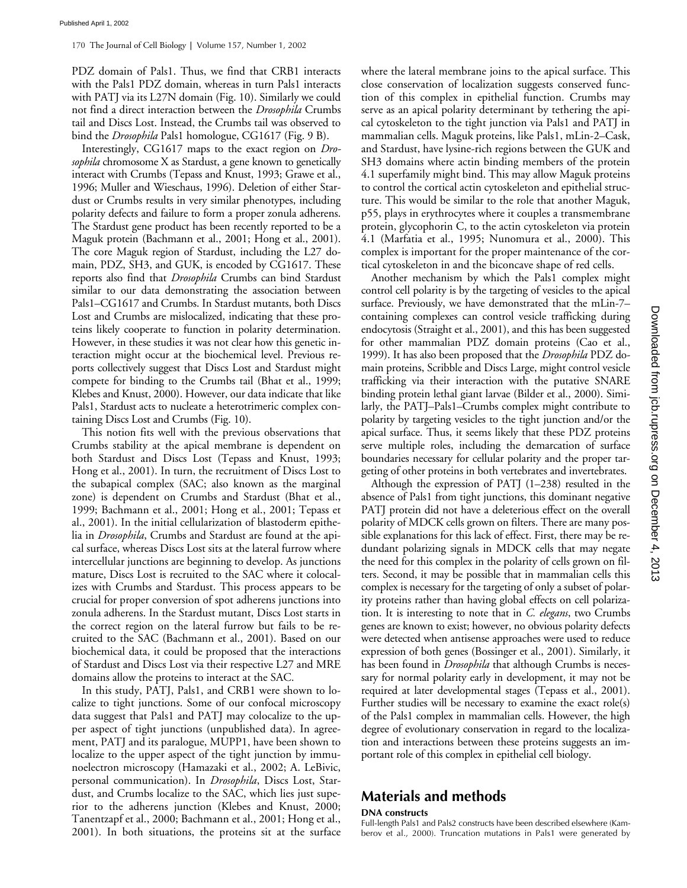PDZ domain of Pals1. Thus, we find that CRB1 interacts with the Pals1 PDZ domain, whereas in turn Pals1 interacts with PATJ via its L27N domain (Fig. 10). Similarly we could not find a direct interaction between the *Drosophila* Crumbs tail and Discs Lost. Instead, the Crumbs tail was observed to bind the *Drosophila* Pals1 homologue, CG1617 (Fig. 9 B).

Interestingly, CG1617 maps to the exact region on *Drosophila* chromosome X as Stardust, a gene known to genetically interact with Crumbs (Tepass and Knust, 1993; Grawe et al., 1996; Muller and Wieschaus, 1996). Deletion of either Stardust or Crumbs results in very similar phenotypes, including polarity defects and failure to form a proper zonula adherens. The Stardust gene product has been recently reported to be a Maguk protein (Bachmann et al., 2001; Hong et al., 2001). The core Maguk region of Stardust, including the L27 domain, PDZ, SH3, and GUK, is encoded by CG1617. These reports also find that *Drosophila* Crumbs can bind Stardust similar to our data demonstrating the association between Pals1–CG1617 and Crumbs. In Stardust mutants, both Discs Lost and Crumbs are mislocalized, indicating that these proteins likely cooperate to function in polarity determination. However, in these studies it was not clear how this genetic interaction might occur at the biochemical level. Previous reports collectively suggest that Discs Lost and Stardust might compete for binding to the Crumbs tail (Bhat et al., 1999; Klebes and Knust, 2000). However, our data indicate that like Pals1, Stardust acts to nucleate a heterotrimeric complex containing Discs Lost and Crumbs (Fig. 10).

This notion fits well with the previous observations that Crumbs stability at the apical membrane is dependent on both Stardust and Discs Lost (Tepass and Knust, 1993; Hong et al., 2001). In turn, the recruitment of Discs Lost to the subapical complex (SAC; also known as the marginal zone) is dependent on Crumbs and Stardust (Bhat et al., 1999; Bachmann et al., 2001; Hong et al., 2001; Tepass et al., 2001). In the initial cellularization of blastoderm epithelia in *Drosophila*, Crumbs and Stardust are found at the apical surface, whereas Discs Lost sits at the lateral furrow where intercellular junctions are beginning to develop. As junctions mature, Discs Lost is recruited to the SAC where it colocalizes with Crumbs and Stardust. This process appears to be crucial for proper conversion of spot adherens junctions into zonula adherens. In the Stardust mutant, Discs Lost starts in the correct region on the lateral furrow but fails to be recruited to the SAC (Bachmann et al., 2001). Based on our biochemical data, it could be proposed that the interactions of Stardust and Discs Lost via their respective L27 and MRE domains allow the proteins to interact at the SAC.

In this study, PATJ, Pals1, and CRB1 were shown to localize to tight junctions. Some of our confocal microscopy data suggest that Pals1 and PATJ may colocalize to the upper aspect of tight junctions (unpublished data). In agreement, PATJ and its paralogue, MUPP1, have been shown to localize to the upper aspect of the tight junction by immunoelectron microscopy (Hamazaki et al., 2002; A. LeBivic, personal communication). In *Drosophila*, Discs Lost, Stardust, and Crumbs localize to the SAC, which lies just superior to the adherens junction (Klebes and Knust, 2000; Tanentzapf et al., 2000; Bachmann et al., 2001; Hong et al., 2001). In both situations, the proteins sit at the surface where the lateral membrane joins to the apical surface. This close conservation of localization suggests conserved function of this complex in epithelial function. Crumbs may serve as an apical polarity determinant by tethering the apical cytoskeleton to the tight junction via Pals1 and PATJ in mammalian cells. Maguk proteins, like Pals1, mLin-2–Cask, and Stardust, have lysine-rich regions between the GUK and SH3 domains where actin binding members of the protein 4.1 superfamily might bind. This may allow Maguk proteins to control the cortical actin cytoskeleton and epithelial structure. This would be similar to the role that another Maguk, p55, plays in erythrocytes where it couples a transmembrane protein, glycophorin C, to the actin cytoskeleton via protein 4.1 (Marfatia et al., 1995; Nunomura et al., 2000). This complex is important for the proper maintenance of the cortical cytoskeleton in and the biconcave shape of red cells.

Another mechanism by which the Pals1 complex might control cell polarity is by the targeting of vesicles to the apical surface. Previously, we have demonstrated that the mLin-7–containing complexes can control vesicle trafficking during endocytosis (Straight et al., 2001), and this has been suggested for other mammalian PDZ domain proteins (Cao et al., 1999). It has also been proposed that the *Drosophila* PDZ domain proteins, Scribble and Discs Large, might control vesicle trafficking via their interaction with the putative SNARE binding protein lethal giant larvae (Bilder et al., 2000). Similarly, the PATJ–Pals1–Crumbs complex might contribute to polarity by targeting vesicles to the tight junction and/or the apical surface. Thus, it seems likely that these PDZ proteins serve multiple roles, including the demarcation of surface boundaries necessary for cellular polarity and the proper targeting of other proteins in both vertebrates and invertebrates.

Although the expression of PATJ (1–238) resulted in the absence of Pals1 from tight junctions, this dominant negative PATJ protein did not have a deleterious effect on the overall polarity of MDCK cells grown on filters. There are many possible explanations for this lack of effect. First, there may be redundant polarizing signals in MDCK cells that may negate the need for this complex in the polarity of cells grown on filters. Second, it may be possible that in mammalian cells this complex is necessary for the targeting of only a subset of polarity proteins rather than having global effects on cell polarization. It is interesting to note that in *C. elegans*, two Crumbs genes are known to exist; however, no obvious polarity defects were detected when antisense approaches were used to reduce expression of both genes (Bossinger et al., 2001). Similarly, it has been found in *Drosophila* that although Crumbs is necessary for normal polarity early in development, it may not be required at later developmental stages (Tepass et al., 2001). Further studies will be necessary to examine the exact role(s) of the Pals1 complex in mammalian cells. However, the high degree of evolutionary conservation in regard to the localization and interactions between these proteins suggests an important role of this complex in epithelial cell biology.

# Materials and methods

### DNA constructs

Full-length Pals1 and Pals2 constructs have been described elsewhere (Kamberov et al., 2000). Truncation mutations in Pals1 were generated by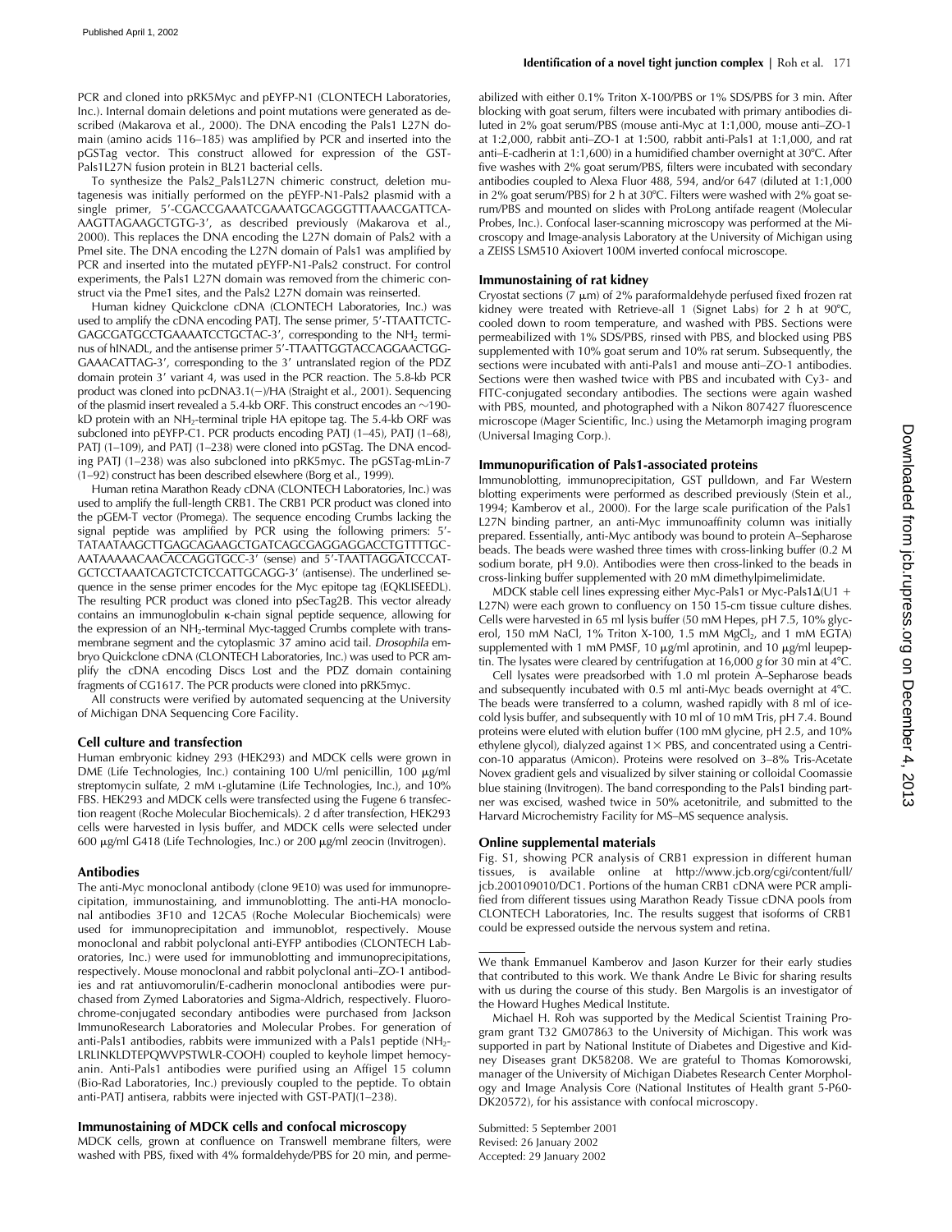PCR and cloned into pRK5Myc and pEYFP-N1 (CLONTECH Laboratories, Inc.). Internal domain deletions and point mutations were generated as described (Makarova et al., 2000). The DNA encoding the Pals1 L27N domain (amino acids 116–185) was amplified by PCR and inserted into the pGSTag vector. This construct allowed for expression of the GST-Pals1L27N fusion protein in BL21 bacterial cells.

To synthesize the Pals2_Pals1L27N chimeric construct, deletion mutagenesis was initially performed on the pEYFP-N1-Pals2 plasmid with a single primer, 5′-CGACCGAAATCGAAATGCAGGGTTTAAACGATTCA-AAGTTAGAAGCTGTG-3′, as described previously (Makarova et al., 2000). This replaces the DNA encoding the L27N domain of Pals2 with a PmeI site. The DNA encoding the L27N domain of Pals1 was amplified by PCR and inserted into the mutated pEYFP-N1-Pals2 construct. For control experiments, the Pals1 L27N domain was removed from the chimeric construct via the Pme1 sites, and the Pals2 L27N domain was reinserted.

Human kidney Quickclone cDNA (CLONTECH Laboratories, Inc.) was used to amplify the cDNA encoding PATJ. The sense primer, 5′-TTAATTCTC-GAGCGATGCCTGAAAATCCTGCTAC-3′, corresponding to the $NH_2$ terminus of hINADL, and the antisense primer 5′-TTAATTGGTACCAGGAACTGG-GAAACATTAG-3′, corresponding to the 3′ untranslated region of the PDZ domain protein 3′ variant 4, was used in the PCR reaction. The 5.8-kb PCR product was cloned into pcDNA3.1(−)/HA (Straight et al., 2001). Sequencing of the plasmid insert revealed a 5.4-kb ORF. This construct encodes an ~190-kD protein with an $NH_2$-terminal triple HA epitope tag. The 5.4-kb ORF was subcloned into pEYFP-C1. PCR products encoding PATJ (1–45), PATJ (1–68), PATJ (1–109), and PATJ (1–238) were cloned into pGSTag. The DNA encoding PATJ (1–238) was also subcloned into pRK5myc. The pGSTag-mLin-7 (1–92) construct has been described elsewhere (Borg et al., 1999).

Human retina Marathon Ready cDNA (CLONTECH Laboratories, Inc.) was used to amplify the full-length CRB1. The CRB1 PCR product was cloned into the pGEM-T vector (Promega). The sequence encoding Crumbs lacking the signal peptide was amplified by PCR using the following primers: 5′-TATAATAAGCTTGAGCAGAAGCTGATCAGCGAGGAGGACCTGTTTTGC-AATAAAAACAACACCAGGTGCC-3′ (sense) and 5′-TAATTAGGATCCCAT-GCTCCTAAATCAGTCTCTCCATTGCAGG-3′ (antisense). The underlined sequence in the sense primer encodes for the Myc epitope tag (EQKLISEEDL). The resulting PCR product was cloned into pSecTag2B. This vector already contains an immunoglobulin κ-chain signal peptide sequence, allowing for the expression of an $NH_2$-terminal Myc-tagged Crumbs complete with transmembrane segment and the cytoplasmic 37 amino acid tail. *Drosophila* embryo Quickclone cDNA (CLONTECH Laboratories, Inc.) was used to PCR amplify the cDNA encoding Discs Lost and the PDZ domain containing fragments of CG1617. The PCR products were cloned into pRK5myc.

All constructs were verified by automated sequencing at the University of Michigan DNA Sequencing Core Facility.

### Cell culture and transfection

Human embryonic kidney 293 (HEK293) and MDCK cells were grown in DME (Life Technologies, Inc.) containing 100 U/ml penicillin, 100 μg/ml streptomycin sulfate, 2 mM L-glutamine (Life Technologies, Inc.), and 10% FBS. HEK293 and MDCK cells were transfected using the Fugene 6 transfection reagent (Roche Molecular Biochemicals). 2 d after transfection, HEK293 cells were harvested in lysis buffer, and MDCK cells were selected under 600 μg/ml G418 (Life Technologies, Inc.) or 200 μg/ml zeocin (Invitrogen).

### Antibodies

The anti-Myc monoclonal antibody (clone 9E10) was used for immunoprecipitation, immunostaining, and immunoblotting. The anti-HA monoclonal antibodies 3F10 and 12CA5 (Roche Molecular Biochemicals) were used for immunoprecipitation and immunoblot, respectively. Mouse monoclonal and rabbit polyclonal anti-EYFP antibodies (CLONTECH Laboratories, Inc.) were used for immunoblotting and immunoprecipitations, respectively. Mouse monoclonal and rabbit polyclonal anti–ZO-1 antibodies and rat antiuvomorulin/E-cadherin monoclonal antibodies were purchased from Zymed Laboratories and Sigma-Aldrich, respectively. Fluorochrome-conjugated secondary antibodies were purchased from Jackson ImmunoResearch Laboratories and Molecular Probes. For generation of anti-Pals1 antibodies, rabbits were immunized with a Pals1 peptide ($NH_2$-LRLINKLDTEPQWVPSTWLR-COOH) coupled to keyhole limpet hemocyanin. Anti-Pals1 antibodies were purified using an Affigel 15 column (Bio-Rad Laboratories, Inc.) previously coupled to the peptide. To obtain anti-PATJ antisera, rabbits were injected with GST-PATJ(1–238).

### Immunostaining of MDCK cells and confocal microscopy

MDCK cells, grown at confluence on Transwell membrane filters, were washed with PBS, fixed with 4% formaldehyde/PBS for 20 min, and permeabilized with either 0.1% Triton X-100/PBS or 1% SDS/PBS for 3 min. After blocking with goat serum, filters were incubated with primary antibodies diluted in 2% goat serum/PBS (mouse anti-Myc at 1:1,000, mouse anti–ZO-1 at 1:2,000, rabbit anti–ZO-1 at 1:500, rabbit anti-Pals1 at 1:1,000, and rat anti–E-cadherin at 1:1,600) in a humidified chamber overnight at 30°C. After five washes with 2% goat serum/PBS, filters were incubated with secondary antibodies coupled to Alexa Fluor 488, 594, and/or 647 (diluted at 1:1,000 in 2% goat serum/PBS) for 2 h at 30°C. Filters were washed with 2% goat serum/PBS and mounted on slides with ProLong antifade reagent (Molecular Probes, Inc.). Confocal laser-scanning microscopy was performed at the Microscopy and Image-analysis Laboratory at the University of Michigan using a ZEISS LSM510 Axiovert 100M inverted confocal microscope.

### Immunostaining of rat kidney

Cryostat sections (7 μm) of 2% paraformaldehyde perfused fixed frozen rat kidney were treated with Retrieve-all 1 (Signet Labs) for 2 h at 90°C, cooled down to room temperature, and washed with PBS. Sections were permeabilized with 1% SDS/PBS, rinsed with PBS, and blocked using PBS supplemented with 10% goat serum and 10% rat serum. Subsequently, the sections were incubated with anti-Pals1 and mouse anti–ZO-1 antibodies. Sections were then washed twice with PBS and incubated with Cy3- and FITC-conjugated secondary antibodies. The sections were again washed with PBS, mounted, and photographed with a Nikon 807427 fluorescence microscope (Mager Scientific, Inc.) using the Metamorph imaging program (Universal Imaging Corp.).

### Immunopurification of Pals1-associated proteins

Immunoblotting, immunoprecipitation, GST pulldown, and Far Western blotting experiments were performed as described previously (Stein et al., 1994; Kamberov et al., 2000). For the large scale purification of the Pals1 L27N binding partner, an anti-Myc immunoaffinity column was initially prepared. Essentially, an anti-Myc antibody was bound to protein A–Sepharose beads. The beads were washed three times with cross-linking buffer (0.2 M sodium borate, pH 9.0). Antibodies were then cross-linked to the beads in cross-linking buffer supplemented with 20 mM dimethylpimelimidate.

MDCK stable cell lines expressing either Myc-Pals1 or Myc-Pals1Δ(U1 + L27N) were each grown to confluency on 150 15-cm tissue culture dishes. Cells were harvested in 65 ml lysis buffer (50 mM Hepes, pH 7.5, 10% glycerol, 150 mM NaCl, 1% Triton X-100, 1.5 mM $MgCl_2$, and 1 mM EGTA) supplemented with 1 mM PMSF, 10 μg/ml aprotinin, and 10 μg/ml leupeptin. The lysates were cleared by centrifugation at 16,000 *g* for 30 min at 4°C.

Cell lysates were preadsorbed with 1.0 ml protein A–Sepharose beads and subsequently incubated with 0.5 ml anti-Myc beads overnight at 4°C. The beads were transferred to a column, washed rapidly with 8 ml of ice-cold lysis buffer, and subsequently with 10 ml of 10 mM Tris, pH 7.4. Bound proteins were eluted with elution buffer (100 mM glycine, pH 2.5, and 10% ethylene glycol), dialyzed against 1× PBS, and concentrated using a Centricon-10 apparatus (Amicon). Proteins were resolved on 3–8% Tris-Acetate Novex gradient gels and visualized by silver staining or colloidal Coomassie blue staining (Invitrogen). The band corresponding to the Pals1 binding partner was excised, washed twice in 50% acetonitrile, and submitted to the Harvard Microchemistry Facility for MS–MS sequence analysis.

### Online supplemental materials

Fig. S1, showing PCR analysis of CRB1 expression in different human tissues, is available online at http://www.jcb.org/cgi/content/full/jcb.200109010/DC1. Portions of the human CRB1 cDNA were PCR amplified from different tissues using Marathon Ready Tissue cDNA pools from CLONTECH Laboratories, Inc. The results suggest that isoforms of CRB1 could be expressed outside the nervous system and retina.

---

We thank Emmanuel Kamberov and Jason Kurzer for their early studies that contributed to this work. We thank Andre Le Bivic for sharing results with us during the course of this study. Ben Margolis is an investigator of the Howard Hughes Medical Institute.

Michael H. Roh was supported by the Medical Scientist Training Program grant T32 GM07863 to the University of Michigan. This work was supported in part by National Institute of Diabetes and Digestive and Kidney Diseases grant DK58208. We are grateful to Thomas Komorowski, manager of the University of Michigan Diabetes Research Center Morphology and Image Analysis Core (National Institutes of Health grant 5-P60-DK20572), for his assistance with confocal microscopy.

Submitted: 5 September 2001
Revised: 26 January 2002
Accepted: 29 January 2002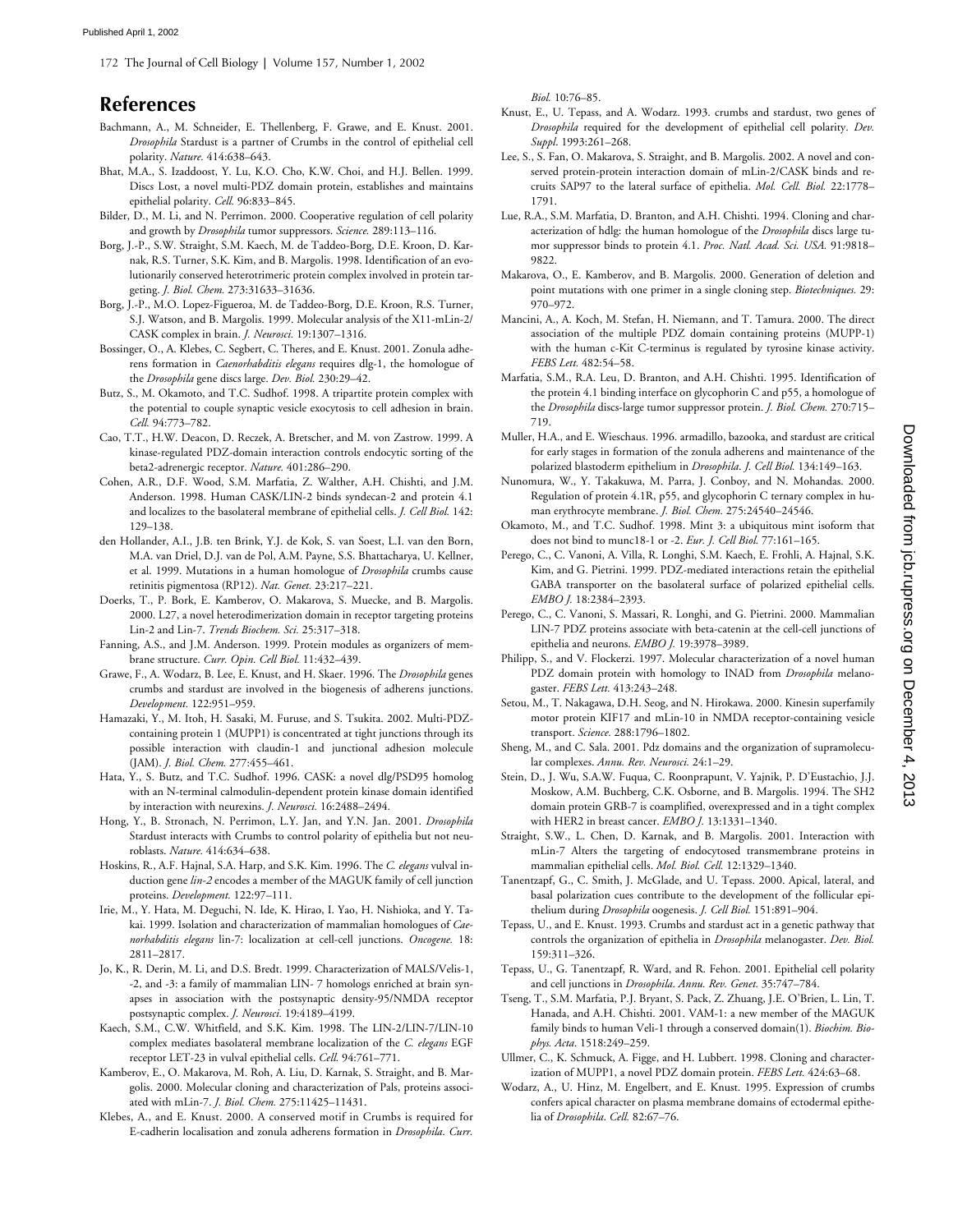## References

Bachmann, A., M. Schneider, E. Thellenberg, F. Grawe, and E. Knust. 2001. *Drosophila* Stardust is a partner of Crumbs in the control of epithelial cell polarity. *Nature.* 414:638–643.

Bhat, M.A., S. Izaddoost, Y. Lu, K.O. Cho, K.W. Choi, and H.J. Bellen. 1999. Discs Lost, a novel multi-PDZ domain protein, establishes and maintains epithelial polarity. *Cell.* 96:833–845.

Bilder, D., M. Li, and N. Perrimon. 2000. Cooperative regulation of cell polarity and growth by *Drosophila* tumor suppressors. *Science.* 289:113–116.

Borg, J.-P., S.W. Straight, S.M. Kaech, M. de Taddeo-Borg, D.E. Kroon, D. Karnak, R.S. Turner, S.K. Kim, and B. Margolis. 1998. Identification of an evolutionarily conserved heterotrimeric protein complex involved in protein targeting. *J. Biol. Chem.* 273:31633–31636.

Borg, J.-P., M.O. Lopez-Figueroa, M. de Taddeo-Borg, D.E. Kroon, R.S. Turner, S.J. Watson, and B. Margolis. 1999. Molecular analysis of the X11-mLin-2/CASK complex in brain. *J. Neurosci.* 19:1307–1316.

Bossinger, O., A. Klebes, C. Segbert, C. Theres, and E. Knust. 2001. Zonula adherens formation in *Caenorhabditis elegans* requires dlg-1, the homologue of the *Drosophila* gene discs large. *Dev. Biol.* 230:29–42.

Butz, S., M. Okamoto, and T.C. Sudhof. 1998. A tripartite protein complex with the potential to couple synaptic vesicle exocytosis to cell adhesion in brain. *Cell.* 94:773–782.

Cao, T.T., H.W. Deacon, D. Reczek, A. Bretscher, and M. von Zastrow. 1999. A kinase-regulated PDZ-domain interaction controls endocytic sorting of the beta2-adrenergic receptor. *Nature.* 401:286–290.

Cohen, A.R., D.F. Wood, S.M. Marfatia, Z. Walther, A.H. Chishti, and J.M. Anderson. 1998. Human CASK/LIN-2 binds syndecan-2 and protein 4.1 and localizes to the basolateral membrane of epithelial cells. *J. Cell Biol.* 142: 129–138.

den Hollander, A.I., J.B. ten Brink, Y.J. de Kok, S. van Soest, L.I. van den Born, M.A. van Driel, D.J. van de Pol, A.M. Payne, S.S. Bhattacharya, U. Kellner, et al. 1999. Mutations in a human homologue of *Drosophila* crumbs cause retinitis pigmentosa (RP12). *Nat. Genet.* 23:217–221.

Doerks, T., P. Bork, E. Kamberov, O. Makarova, S. Muecke, and B. Margolis. 2000. L27, a novel heterodimerization domain in receptor targeting proteins Lin-2 and Lin-7. *Trends Biochem. Sci.* 25:317–318.

Fanning, A.S., and J.M. Anderson. 1999. Protein modules as organizers of membrane structure. *Curr. Opin. Cell Biol.* 11:432–439.

Grawe, F., A. Wodarz, B. Lee, E. Knust, and H. Skaer. 1996. The *Drosophila* genes crumbs and stardust are involved in the biogenesis of adherens junctions. *Development.* 122:951–959.

Hamazaki, Y., M. Itoh, H. Sasaki, M. Furuse, and S. Tsukita. 2002. Multi-PDZ-containing protein 1 (MUPP1) is concentrated at tight junctions through its possible interaction with claudin-1 and junctional adhesion molecule (JAM). *J. Biol. Chem.* 277:455–461.

Hata, Y., S. Butz, and T.C. Sudhof. 1996. CASK: a novel dlg/PSD95 homolog with an N-terminal calmodulin-dependent protein kinase domain identified by interaction with neurexins. *J. Neurosci.* 16:2488–2494.

Hong, Y., B. Stronach, N. Perrimon, L.Y. Jan, and Y.N. Jan. 2001. *Drosophila* Stardust interacts with Crumbs to control polarity of epithelia but not neuroblasts. *Nature.* 414:634–638.

Hoskins, R., A.F. Hajnal, S.A. Harp, and S.K. Kim. 1996. The *C. elegans* vulval induction gene *lin-2* encodes a member of the MAGUK family of cell junction proteins. *Development.* 122:97–111.

Irie, M., Y. Hata, M. Deguchi, N. Ide, K. Hirao, I. Yao, H. Nishioka, and Y. Takai. 1999. Isolation and characterization of mammalian homologues of *Caenorhabditis elegans* lin-7: localization at cell-cell junctions. *Oncogene.* 18: 2811–2817.

Jo, K., R. Derin, M. Li, and D.S. Bredt. 1999. Characterization of MALS/Velis-1, -2, and -3: a family of mammalian LIN- 7 homologs enriched at brain synapses in association with the postsynaptic density-95/NMDA receptor postsynaptic complex. *J. Neurosci.* 19:4189–4199.

Kaech, S.M., C.W. Whitfield, and S.K. Kim. 1998. The LIN-2/LIN-7/LIN-10 complex mediates basolateral membrane localization of the *C. elegans* EGF receptor LET-23 in vulval epithelial cells. *Cell.* 94:761–771.

Kamberov, E., O. Makarova, M. Roh, A. Liu, D. Karnak, S. Straight, and B. Margolis. 2000. Molecular cloning and characterization of Pals, proteins associated with mLin-7. *J. Biol. Chem.* 275:11425–11431.

Klebes, A., and E. Knust. 2000. A conserved motif in Crumbs is required for E-cadherin localisation and zonula adherens formation in *Drosophila*. *Curr. Biol.* 10:76–85.

Knust, E., U. Tepass, and A. Wodarz. 1993. crumbs and stardust, two genes of *Drosophila* required for the development of epithelial cell polarity. *Dev. Suppl.* 1993:261–268.

Lee, S., S. Fan, O. Makarova, S. Straight, and B. Margolis. 2002. A novel and conserved protein-protein interaction domain of mLin-2/CASK binds and recruits SAP97 to the lateral surface of epithelia. *Mol. Cell. Biol.* 22:1778–1791.

Lue, R.A., S.M. Marfatia, D. Branton, and A.H. Chishti. 1994. Cloning and characterization of hdlg: the human homologue of the *Drosophila* discs large tumor suppressor binds to protein 4.1. *Proc. Natl. Acad. Sci. USA.* 91:9818–9822.

Makarova, O., E. Kamberov, and B. Margolis. 2000. Generation of deletion and point mutations with one primer in a single cloning step. *Biotechniques.* 29: 970–972.

Mancini, A., A. Koch, M. Stefan, H. Niemann, and T. Tamura. 2000. The direct association of the multiple PDZ domain containing proteins (MUPP-1) with the human c-Kit C-terminus is regulated by tyrosine kinase activity. *FEBS Lett.* 482:54–58.

Marfatia, S.M., R.A. Leu, D. Branton, and A.H. Chishti. 1995. Identification of the protein 4.1 binding interface on glycophorin C and p55, a homologue of the *Drosophila* discs-large tumor suppressor protein. *J. Biol. Chem.* 270:715–719.

Muller, H.A., and E. Wieschaus. 1996. armadillo, bazooka, and stardust are critical for early stages in formation of the zonula adherens and maintenance of the polarized blastoderm epithelium in *Drosophila*. *J. Cell Biol.* 134:149–163.

Nunomura, W., Y. Takakuwa, M. Parra, J. Conboy, and N. Mohandas. 2000. Regulation of protein 4.1R, p55, and glycophorin C ternary complex in human erythrocyte membrane. *J. Biol. Chem.* 275:24540–24546.

Okamoto, M., and T.C. Sudhof. 1998. Mint 3: a ubiquitous mint isoform that does not bind to munc18-1 or -2. *Eur. J. Cell Biol.* 77:161–165.

Perego, C., C. Vanoni, A. Villa, R. Longhi, S.M. Kaech, E. Frohli, A. Hajnal, S.K. Kim, and G. Pietrini. 1999. PDZ-mediated interactions retain the epithelial GABA transporter on the basolateral surface of polarized epithelial cells. *EMBO J.* 18:2384–2393.

Perego, C., C. Vanoni, S. Massari, R. Longhi, and G. Pietrini. 2000. Mammalian LIN-7 PDZ proteins associate with beta-catenin at the cell-cell junctions of epithelia and neurons. *EMBO J.* 19:3978–3989.

Philipp, S., and V. Flockerzi. 1997. Molecular characterization of a novel human PDZ domain protein with homology to INAD from *Drosophila melanogaster*. *FEBS Lett.* 413:243–248.

Setou, M., T. Nakagawa, D.H. Seog, and N. Hirokawa. 2000. Kinesin superfamily motor protein KIF17 and mLin-10 in NMDA receptor-containing vesicle transport. *Science.* 288:1796–1802.

Sheng, M., and C. Sala. 2001. Pdz domains and the organization of supramolecular complexes. *Annu. Rev. Neurosci.* 24:1–29.

Stein, D., J. Wu, S.A.W. Fuqua, C. Roonprapunt, V. Yajnik, P. D'Eustachio, J.J. Moskow, A.M. Buchberg, C.K. Osborne, and B. Margolis. 1994. The SH2 domain protein GRB-7 is coamplified, overexpressed and in a tight complex with HER2 in breast cancer. *EMBO J.* 13:1331–1340.

Straight, S.W., L. Chen, D. Karnak, and B. Margolis. 2001. Interaction with mLin-7 Alters the targeting of endocytosed transmembrane proteins in mammalian epithelial cells. *Mol. Biol. Cell.* 12:1329–1340.

Tanentzapf, G., C. Smith, J. McGlade, and U. Tepass. 2000. Apical, lateral, and basal polarization cues contribute to the development of the follicular epithelium during *Drosophila* oogenesis. *J. Cell Biol.* 151:891–904.

Tepass, U., and E. Knust. 1993. Crumbs and stardust act in a genetic pathway that controls the organization of epithelia in *Drosophila melanogaster*. *Dev. Biol.* 159:311–326.

Tepass, U., G. Tanentzapf, R. Ward, and R. Fehon. 2001. Epithelial cell polarity and cell junctions in *Drosophila*. *Annu. Rev. Genet.* 35:747–784.

Tseng, T., S.M. Marfatia, P.J. Bryant, S. Pack, Z. Zhuang, J.E. O'Brien, L. Lin, T. Hanada, and A.H. Chishti. 2001. VAM-1: a new member of the MAGUK family binds to human Veli-1 through a conserved domain(1). *Biochim. Biophys. Acta.* 1518:249–259.

Ullmer, C., K. Schmuck, A. Figge, and H. Lubbert. 1998. Cloning and characterization of MUPP1, a novel PDZ domain protein. *FEBS Lett.* 424:63–68.

Wodarz, A., U. Hinz, M. Engelbert, and E. Knust. 1995. Expression of crumbs confers apical character on plasma membrane domains of ectodermal epithelia of *Drosophila*. *Cell.* 82:67–76.